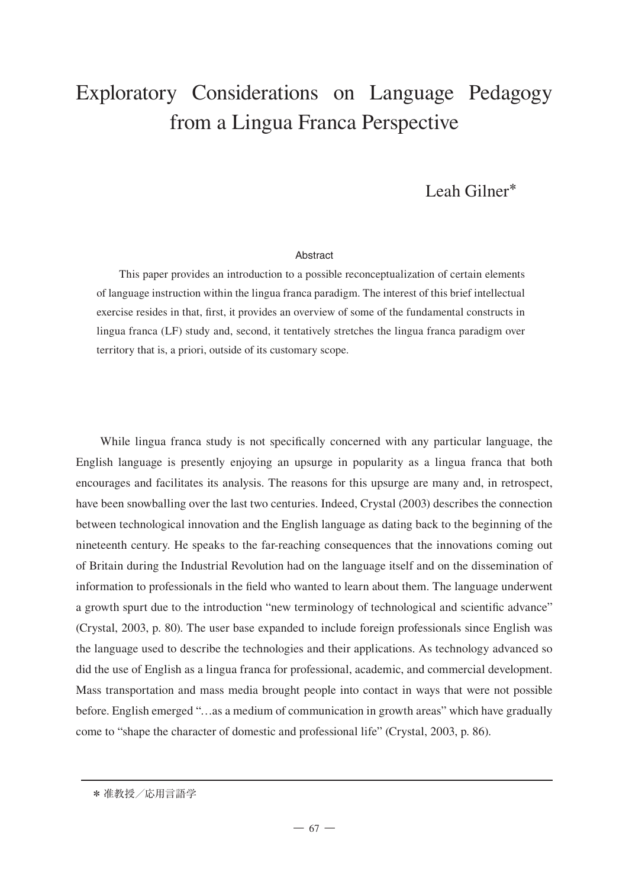# Exploratory Considerations on Language Pedagogy from a Lingua Franca Perspective

Leah Gilner*

### Abstract

This paper provides an introduction to a possible reconceptualization of certain elements of language instruction within the lingua franca paradigm. The interest of this brief intellectual exercise resides in that, first, it provides an overview of some of the fundamental constructs in lingua franca (LF) study and, second, it tentatively stretches the lingua franca paradigm over territory that is, a priori, outside of its customary scope.

While lingua franca study is not specifically concerned with any particular language, the English language is presently enjoying an upsurge in popularity as a lingua franca that both encourages and facilitates its analysis. The reasons for this upsurge are many and, in retrospect, have been snowballing over the last two centuries. Indeed, Crystal (2003) describes the connection between technological innovation and the English language as dating back to the beginning of the nineteenth century. He speaks to the far-reaching consequences that the innovations coming out of Britain during the Industrial Revolution had on the language itself and on the dissemination of information to professionals in the field who wanted to learn about them. The language underwent a growth spurt due to the introduction "new terminology of technological and scientific advance" (Crystal, 2003, p. 80). The user base expanded to include foreign professionals since English was the language used to describe the technologies and their applications. As technology advanced so did the use of English as a lingua franca for professional, academic, and commercial development. Mass transportation and mass media brought people into contact in ways that were not possible before. English emerged "…as a medium of communication in growth areas" which have gradually come to "shape the character of domestic and professional life" (Crystal, 2003, p. 86).

---

* 准教授／応用言語学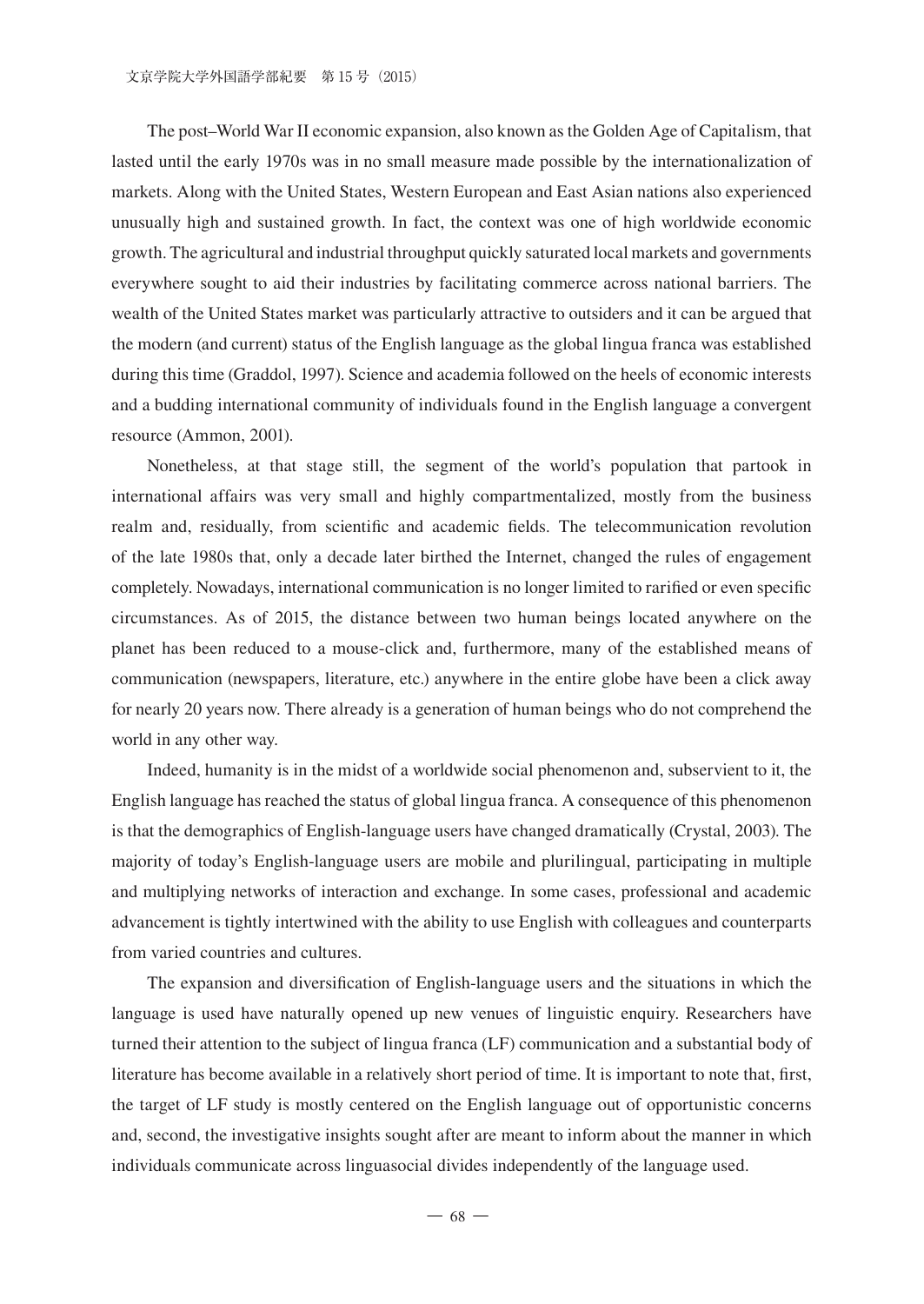The post–World War II economic expansion, also known as the Golden Age of Capitalism, that lasted until the early 1970s was in no small measure made possible by the internationalization of markets. Along with the United States, Western European and East Asian nations also experienced unusually high and sustained growth. In fact, the context was one of high worldwide economic growth. The agricultural and industrial throughput quickly saturated local markets and governments everywhere sought to aid their industries by facilitating commerce across national barriers. The wealth of the United States market was particularly attractive to outsiders and it can be argued that the modern (and current) status of the English language as the global lingua franca was established during this time (Graddol, 1997). Science and academia followed on the heels of economic interests and a budding international community of individuals found in the English language a convergent resource (Ammon, 2001).

Nonetheless, at that stage still, the segment of the world's population that partook in international affairs was very small and highly compartmentalized, mostly from the business realm and, residually, from scientific and academic fields. The telecommunication revolution of the late 1980s that, only a decade later birthed the Internet, changed the rules of engagement completely. Nowadays, international communication is no longer limited to rarified or even specific circumstances. As of 2015, the distance between two human beings located anywhere on the planet has been reduced to a mouse-click and, furthermore, many of the established means of communication (newspapers, literature, etc.) anywhere in the entire globe have been a click away for nearly 20 years now. There already is a generation of human beings who do not comprehend the world in any other way.

Indeed, humanity is in the midst of a worldwide social phenomenon and, subservient to it, the English language has reached the status of global lingua franca. A consequence of this phenomenon is that the demographics of English-language users have changed dramatically (Crystal, 2003). The majority of today's English-language users are mobile and plurilingual, participating in multiple and multiplying networks of interaction and exchange. In some cases, professional and academic advancement is tightly intertwined with the ability to use English with colleagues and counterparts from varied countries and cultures.

The expansion and diversification of English-language users and the situations in which the language is used have naturally opened up new venues of linguistic enquiry. Researchers have turned their attention to the subject of lingua franca (LF) communication and a substantial body of literature has become available in a relatively short period of time. It is important to note that, first, the target of LF study is mostly centered on the English language out of opportunistic concerns and, second, the investigative insights sought after are meant to inform about the manner in which individuals communicate across linguasocial divides independently of the language used.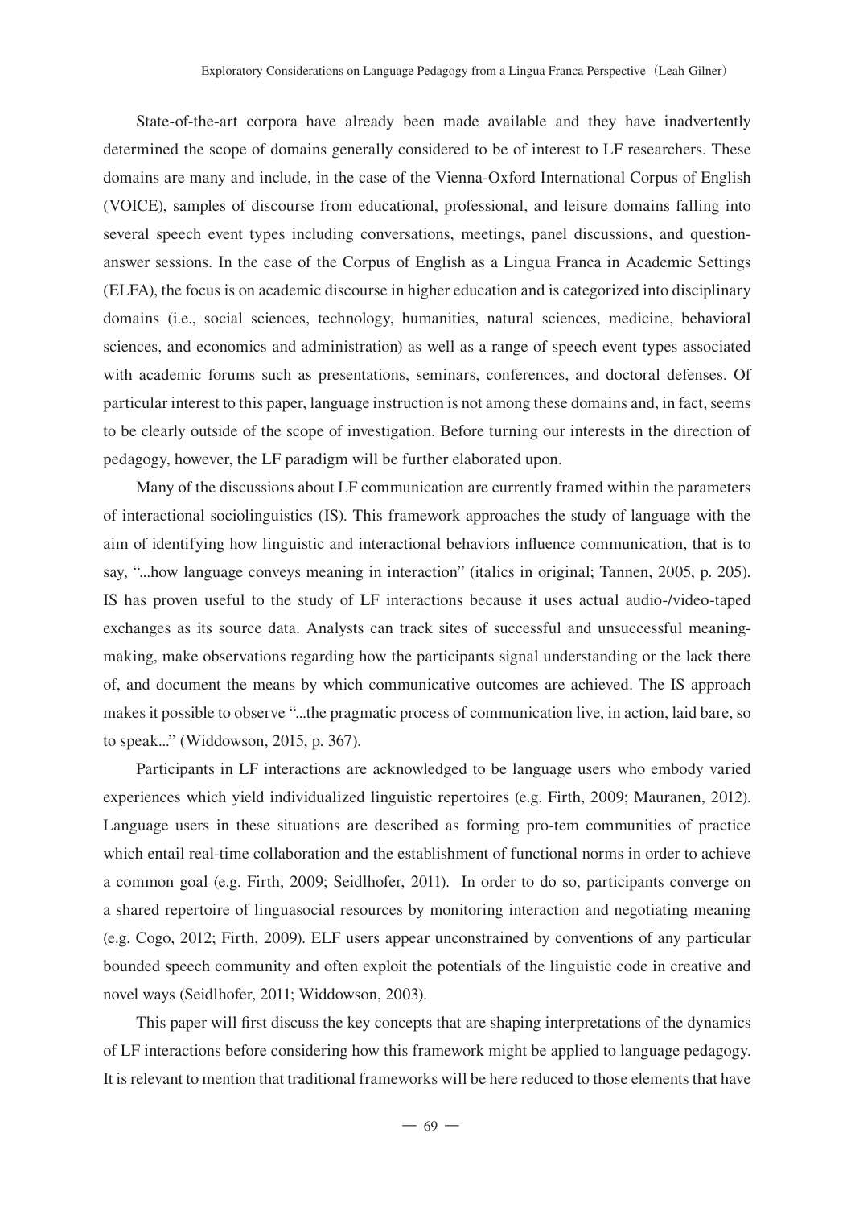State-of-the-art corpora have already been made available and they have inadvertently determined the scope of domains generally considered to be of interest to LF researchers. These domains are many and include, in the case of the Vienna-Oxford International Corpus of English (VOICE), samples of discourse from educational, professional, and leisure domains falling into several speech event types including conversations, meetings, panel discussions, and question-answer sessions. In the case of the Corpus of English as a Lingua Franca in Academic Settings (ELFA), the focus is on academic discourse in higher education and is categorized into disciplinary domains (i.e., social sciences, technology, humanities, natural sciences, medicine, behavioral sciences, and economics and administration) as well as a range of speech event types associated with academic forums such as presentations, seminars, conferences, and doctoral defenses. Of particular interest to this paper, language instruction is not among these domains and, in fact, seems to be clearly outside of the scope of investigation. Before turning our interests in the direction of pedagogy, however, the LF paradigm will be further elaborated upon.

Many of the discussions about LF communication are currently framed within the parameters of interactional sociolinguistics (IS). This framework approaches the study of language with the aim of identifying how linguistic and interactional behaviors influence communication, that is to say, "...how language conveys meaning in interaction" (italics in original; Tannen, 2005, p. 205). IS has proven useful to the study of LF interactions because it uses actual audio-/video-taped exchanges as its source data. Analysts can track sites of successful and unsuccessful meaning-making, make observations regarding how the participants signal understanding or the lack there of, and document the means by which communicative outcomes are achieved. The IS approach makes it possible to observe "...the pragmatic process of communication live, in action, laid bare, so to speak..." (Widdowson, 2015, p. 367).

Participants in LF interactions are acknowledged to be language users who embody varied experiences which yield individualized linguistic repertoires (e.g. Firth, 2009; Mauranen, 2012). Language users in these situations are described as forming pro-tem communities of practice which entail real-time collaboration and the establishment of functional norms in order to achieve a common goal (e.g. Firth, 2009; Seidlhofer, 2011). In order to do so, participants converge on a shared repertoire of linguasocial resources by monitoring interaction and negotiating meaning (e.g. Cogo, 2012; Firth, 2009). ELF users appear unconstrained by conventions of any particular bounded speech community and often exploit the potentials of the linguistic code in creative and novel ways (Seidlhofer, 2011; Widdowson, 2003).

This paper will first discuss the key concepts that are shaping interpretations of the dynamics of LF interactions before considering how this framework might be applied to language pedagogy. It is relevant to mention that traditional frameworks will be here reduced to those elements that have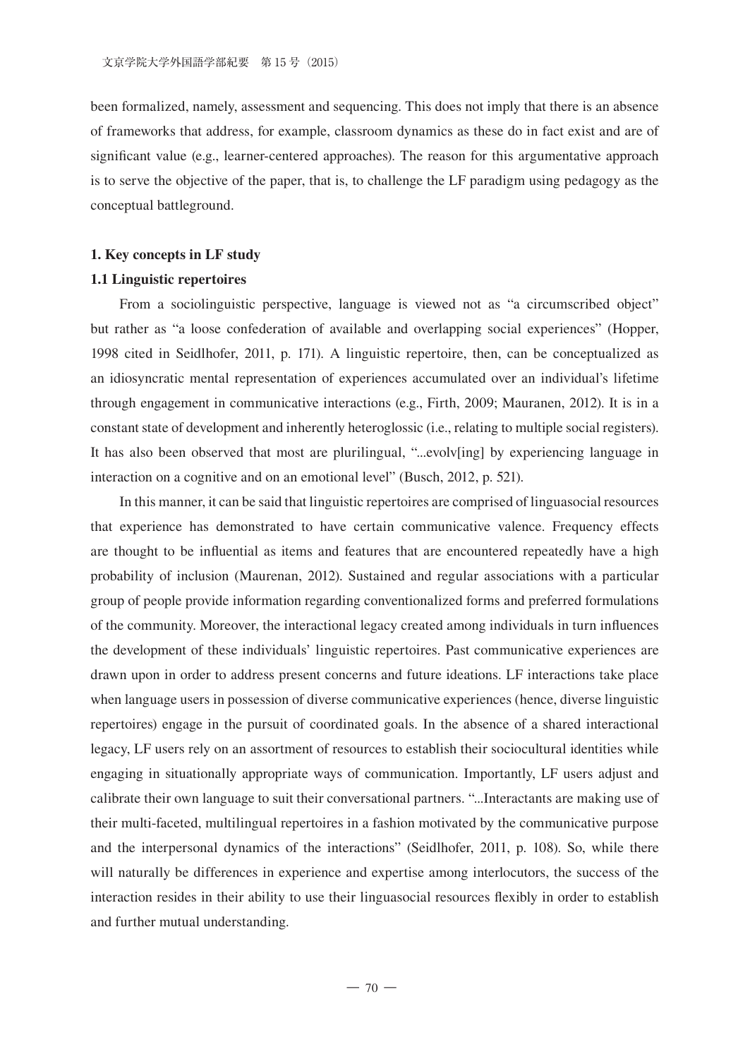been formalized, namely, assessment and sequencing. This does not imply that there is an absence of frameworks that address, for example, classroom dynamics as these do in fact exist and are of significant value (e.g., learner-centered approaches). The reason for this argumentative approach is to serve the objective of the paper, that is, to challenge the LF paradigm using pedagogy as the conceptual battleground.

## 1. Key concepts in LF study

### 1.1 Linguistic repertoires

From a sociolinguistic perspective, language is viewed not as "a circumscribed object" but rather as "a loose confederation of available and overlapping social experiences" (Hopper, 1998 cited in Seidlhofer, 2011, p. 171). A linguistic repertoire, then, can be conceptualized as an idiosyncratic mental representation of experiences accumulated over an individual's lifetime through engagement in communicative interactions (e.g., Firth, 2009; Mauranen, 2012). It is in a constant state of development and inherently heteroglossic (i.e., relating to multiple social registers). It has also been observed that most are plurilingual, "...evolv[ing] by experiencing language in interaction on a cognitive and on an emotional level" (Busch, 2012, p. 521).

In this manner, it can be said that linguistic repertoires are comprised of linguasocial resources that experience has demonstrated to have certain communicative valence. Frequency effects are thought to be influential as items and features that are encountered repeatedly have a high probability of inclusion (Maurenan, 2012). Sustained and regular associations with a particular group of people provide information regarding conventionalized forms and preferred formulations of the community. Moreover, the interactional legacy created among individuals in turn influences the development of these individuals' linguistic repertoires. Past communicative experiences are drawn upon in order to address present concerns and future ideations. LF interactions take place when language users in possession of diverse communicative experiences (hence, diverse linguistic repertoires) engage in the pursuit of coordinated goals. In the absence of a shared interactional legacy, LF users rely on an assortment of resources to establish their sociocultural identities while engaging in situationally appropriate ways of communication. Importantly, LF users adjust and calibrate their own language to suit their conversational partners. "...Interactants are making use of their multi-faceted, multilingual repertoires in a fashion motivated by the communicative purpose and the interpersonal dynamics of the interactions" (Seidlhofer, 2011, p. 108). So, while there will naturally be differences in experience and expertise among interlocutors, the success of the interaction resides in their ability to use their linguasocial resources flexibly in order to establish and further mutual understanding.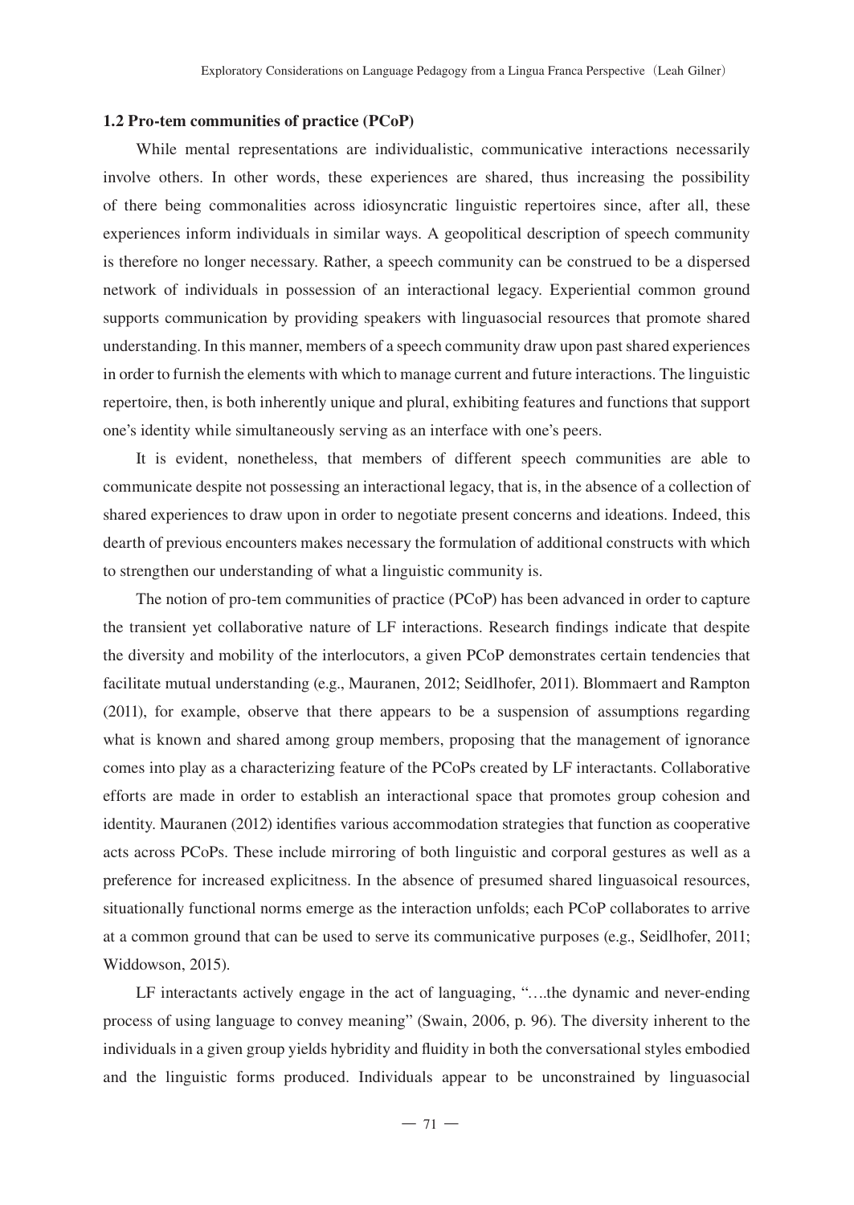### 1.2 Pro-tem communities of practice (PCoP)

While mental representations are individualistic, communicative interactions necessarily involve others. In other words, these experiences are shared, thus increasing the possibility of there being commonalities across idiosyncratic linguistic repertoires since, after all, these experiences inform individuals in similar ways. A geopolitical description of speech community is therefore no longer necessary. Rather, a speech community can be construed to be a dispersed network of individuals in possession of an interactional legacy. Experiential common ground supports communication by providing speakers with linguasocial resources that promote shared understanding. In this manner, members of a speech community draw upon past shared experiences in order to furnish the elements with which to manage current and future interactions. The linguistic repertoire, then, is both inherently unique and plural, exhibiting features and functions that support one's identity while simultaneously serving as an interface with one's peers.

It is evident, nonetheless, that members of different speech communities are able to communicate despite not possessing an interactional legacy, that is, in the absence of a collection of shared experiences to draw upon in order to negotiate present concerns and ideations. Indeed, this dearth of previous encounters makes necessary the formulation of additional constructs with which to strengthen our understanding of what a linguistic community is.

The notion of pro-tem communities of practice (PCoP) has been advanced in order to capture the transient yet collaborative nature of LF interactions. Research findings indicate that despite the diversity and mobility of the interlocutors, a given PCoP demonstrates certain tendencies that facilitate mutual understanding (e.g., Mauranen, 2012; Seidlhofer, 2011). Blommaert and Rampton (2011), for example, observe that there appears to be a suspension of assumptions regarding what is known and shared among group members, proposing that the management of ignorance comes into play as a characterizing feature of the PCoPs created by LF interactants. Collaborative efforts are made in order to establish an interactional space that promotes group cohesion and identity. Mauranen (2012) identifies various accommodation strategies that function as cooperative acts across PCoPs. These include mirroring of both linguistic and corporal gestures as well as a preference for increased explicitness. In the absence of presumed shared linguasoical resources, situationally functional norms emerge as the interaction unfolds; each PCoP collaborates to arrive at a common ground that can be used to serve its communicative purposes (e.g., Seidlhofer, 2011; Widdowson, 2015).

LF interactants actively engage in the act of languaging, "….the dynamic and never-ending process of using language to convey meaning" (Swain, 2006, p. 96). The diversity inherent to the individuals in a given group yields hybridity and fluidity in both the conversational styles embodied and the linguistic forms produced. Individuals appear to be unconstrained by linguasocial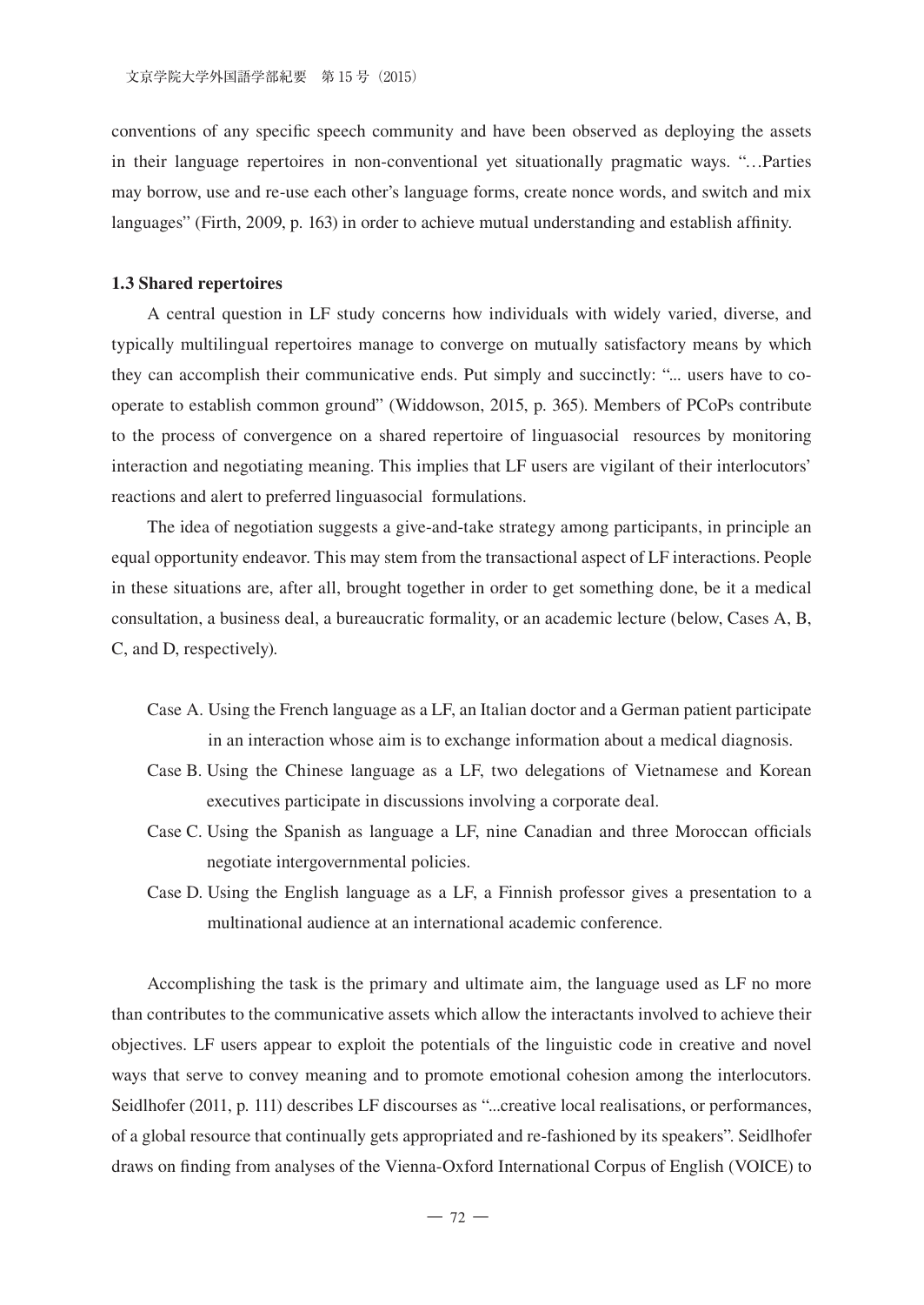conventions of any specific speech community and have been observed as deploying the assets in their language repertoires in non-conventional yet situationally pragmatic ways. "…Parties may borrow, use and re-use each other's language forms, create nonce words, and switch and mix languages" (Firth, 2009, p. 163) in order to achieve mutual understanding and establish affinity.

### 1.3 Shared repertoires

A central question in LF study concerns how individuals with widely varied, diverse, and typically multilingual repertoires manage to converge on mutually satisfactory means by which they can accomplish their communicative ends. Put simply and succinctly: "... users have to co-operate to establish common ground" (Widdowson, 2015, p. 365). Members of PCoPs contribute to the process of convergence on a shared repertoire of linguasocial resources by monitoring interaction and negotiating meaning. This implies that LF users are vigilant of their interlocutors' reactions and alert to preferred linguasocial formulations.

The idea of negotiation suggests a give-and-take strategy among participants, in principle an equal opportunity endeavor. This may stem from the transactional aspect of LF interactions. People in these situations are, after all, brought together in order to get something done, be it a medical consultation, a business deal, a bureaucratic formality, or an academic lecture (below, Cases A, B, C, and D, respectively).

- Case A. Using the French language as a LF, an Italian doctor and a German patient participate in an interaction whose aim is to exchange information about a medical diagnosis.
- Case B. Using the Chinese language as a LF, two delegations of Vietnamese and Korean executives participate in discussions involving a corporate deal.
- Case C. Using the Spanish as language a LF, nine Canadian and three Moroccan officials negotiate intergovernmental policies.
- Case D. Using the English language as a LF, a Finnish professor gives a presentation to a multinational audience at an international academic conference.

Accomplishing the task is the primary and ultimate aim, the language used as LF no more than contributes to the communicative assets which allow the interactants involved to achieve their objectives. LF users appear to exploit the potentials of the linguistic code in creative and novel ways that serve to convey meaning and to promote emotional cohesion among the interlocutors. Seidlhofer (2011, p. 111) describes LF discourses as "...creative local realisations, or performances, of a global resource that continually gets appropriated and re-fashioned by its speakers". Seidlhofer draws on finding from analyses of the Vienna-Oxford International Corpus of English (VOICE) to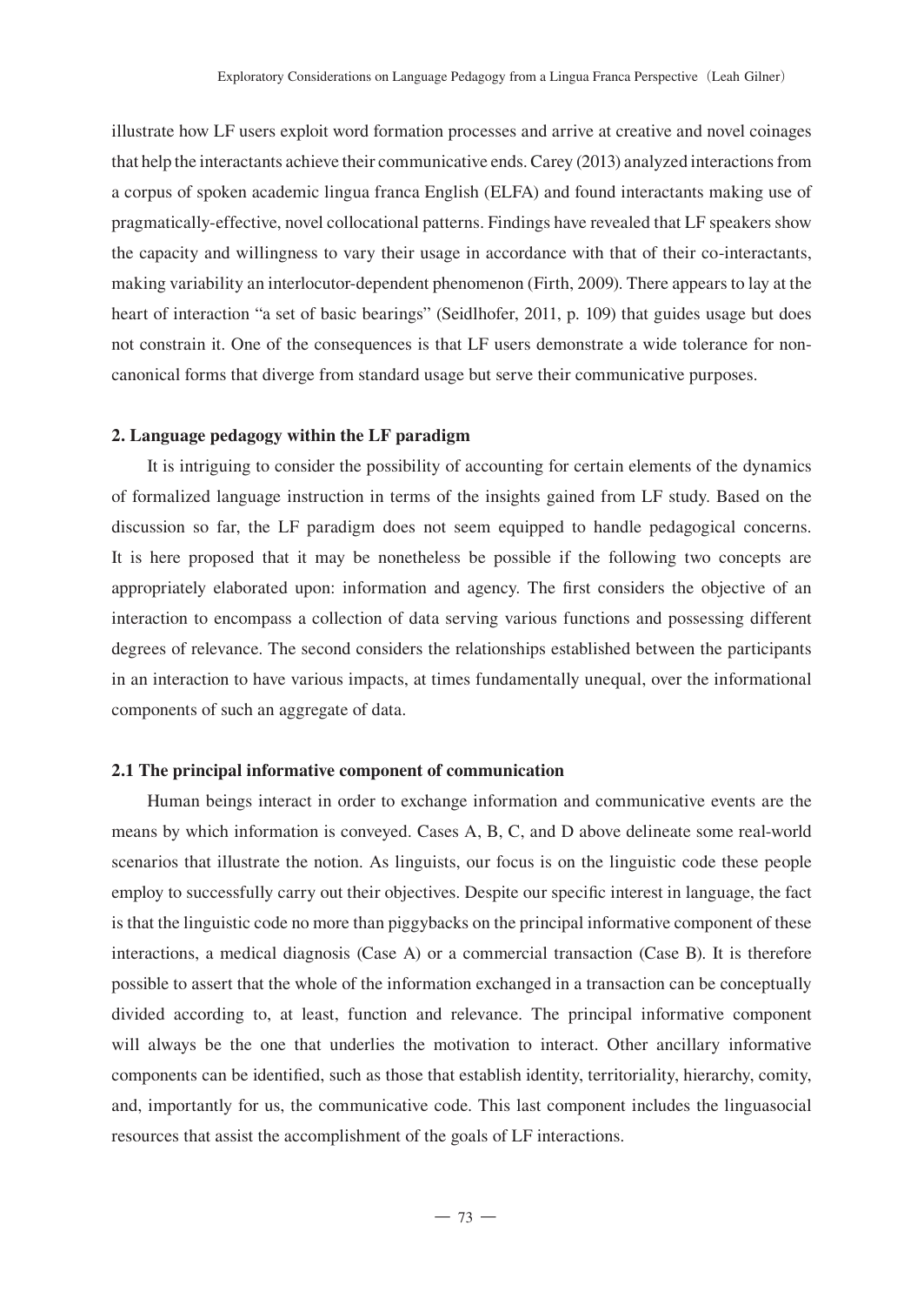illustrate how LF users exploit word formation processes and arrive at creative and novel coinages that help the interactants achieve their communicative ends. Carey (2013) analyzed interactions from a corpus of spoken academic lingua franca English (ELFA) and found interactants making use of pragmatically-effective, novel collocational patterns. Findings have revealed that LF speakers show the capacity and willingness to vary their usage in accordance with that of their co-interactants, making variability an interlocutor-dependent phenomenon (Firth, 2009). There appears to lay at the heart of interaction "a set of basic bearings" (Seidlhofer, 2011, p. 109) that guides usage but does not constrain it. One of the consequences is that LF users demonstrate a wide tolerance for non-canonical forms that diverge from standard usage but serve their communicative purposes.

## 2. Language pedagogy within the LF paradigm

It is intriguing to consider the possibility of accounting for certain elements of the dynamics of formalized language instruction in terms of the insights gained from LF study. Based on the discussion so far, the LF paradigm does not seem equipped to handle pedagogical concerns. It is here proposed that it may be nonetheless be possible if the following two concepts are appropriately elaborated upon: information and agency. The first considers the objective of an interaction to encompass a collection of data serving various functions and possessing different degrees of relevance. The second considers the relationships established between the participants in an interaction to have various impacts, at times fundamentally unequal, over the informational components of such an aggregate of data.

### 2.1 The principal informative component of communication

Human beings interact in order to exchange information and communicative events are the means by which information is conveyed. Cases A, B, C, and D above delineate some real-world scenarios that illustrate the notion. As linguists, our focus is on the linguistic code these people employ to successfully carry out their objectives. Despite our specific interest in language, the fact is that the linguistic code no more than piggybacks on the principal informative component of these interactions, a medical diagnosis (Case A) or a commercial transaction (Case B). It is therefore possible to assert that the whole of the information exchanged in a transaction can be conceptually divided according to, at least, function and relevance. The principal informative component will always be the one that underlies the motivation to interact. Other ancillary informative components can be identified, such as those that establish identity, territoriality, hierarchy, comity, and, importantly for us, the communicative code. This last component includes the linguasocial resources that assist the accomplishment of the goals of LF interactions.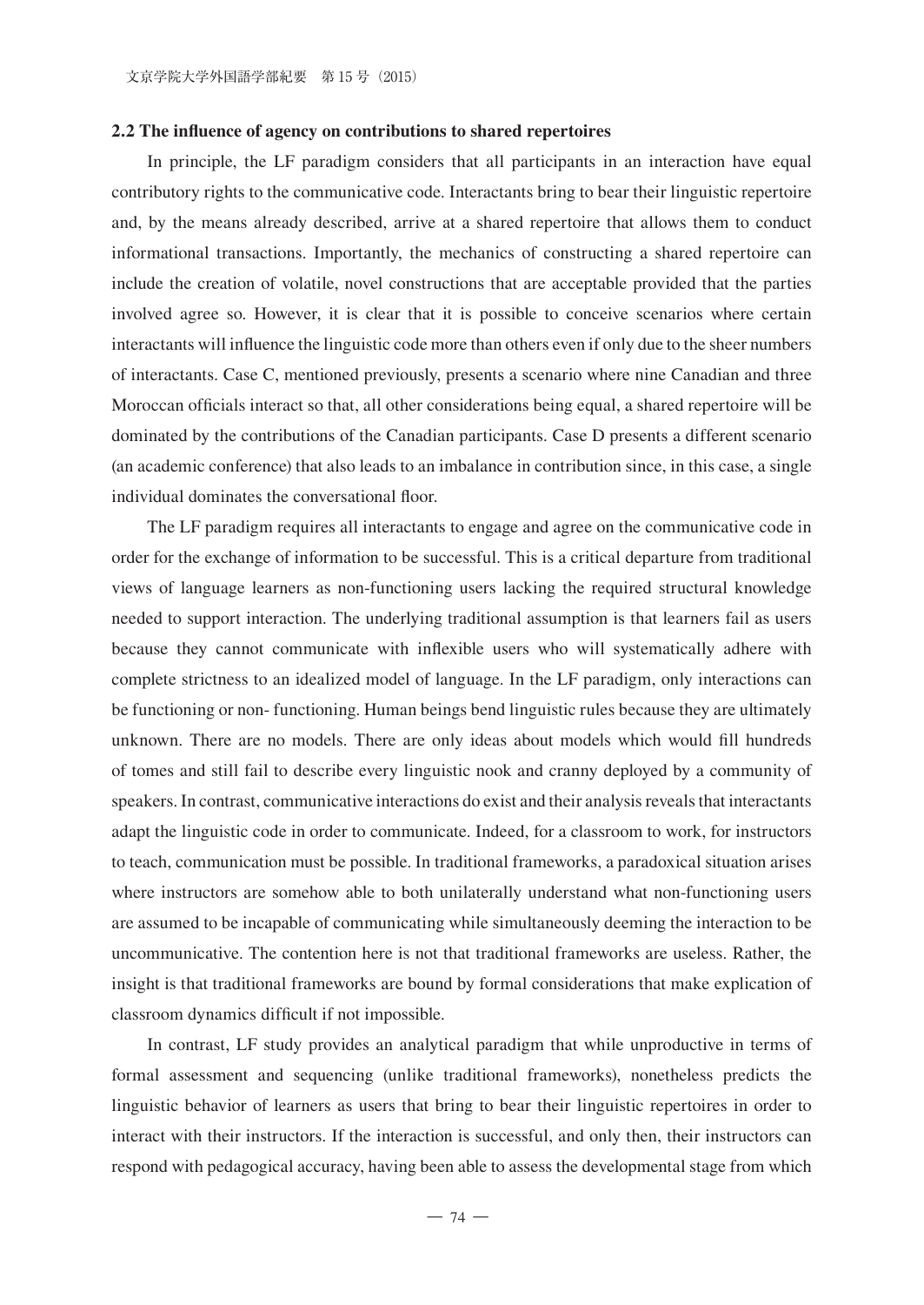### 2.2 The influence of agency on contributions to shared repertoires

In principle, the LF paradigm considers that all participants in an interaction have equal contributory rights to the communicative code. Interactants bring to bear their linguistic repertoire and, by the means already described, arrive at a shared repertoire that allows them to conduct informational transactions. Importantly, the mechanics of constructing a shared repertoire can include the creation of volatile, novel constructions that are acceptable provided that the parties involved agree so. However, it is clear that it is possible to conceive scenarios where certain interactants will influence the linguistic code more than others even if only due to the sheer numbers of interactants. Case C, mentioned previously, presents a scenario where nine Canadian and three Moroccan officials interact so that, all other considerations being equal, a shared repertoire will be dominated by the contributions of the Canadian participants. Case D presents a different scenario (an academic conference) that also leads to an imbalance in contribution since, in this case, a single individual dominates the conversational floor.

The LF paradigm requires all interactants to engage and agree on the communicative code in order for the exchange of information to be successful. This is a critical departure from traditional views of language learners as non-functioning users lacking the required structural knowledge needed to support interaction. The underlying traditional assumption is that learners fail as users because they cannot communicate with inflexible users who will systematically adhere with complete strictness to an idealized model of language. In the LF paradigm, only interactions can be functioning or non- functioning. Human beings bend linguistic rules because they are ultimately unknown. There are no models. There are only ideas about models which would fill hundreds of tomes and still fail to describe every linguistic nook and cranny deployed by a community of speakers. In contrast, communicative interactions do exist and their analysis reveals that interactants adapt the linguistic code in order to communicate. Indeed, for a classroom to work, for instructors to teach, communication must be possible. In traditional frameworks, a paradoxical situation arises where instructors are somehow able to both unilaterally understand what non-functioning users are assumed to be incapable of communicating while simultaneously deeming the interaction to be uncommunicative. The contention here is not that traditional frameworks are useless. Rather, the insight is that traditional frameworks are bound by formal considerations that make explication of classroom dynamics difficult if not impossible.

In contrast, LF study provides an analytical paradigm that while unproductive in terms of formal assessment and sequencing (unlike traditional frameworks), nonetheless predicts the linguistic behavior of learners as users that bring to bear their linguistic repertoires in order to interact with their instructors. If the interaction is successful, and only then, their instructors can respond with pedagogical accuracy, having been able to assess the developmental stage from which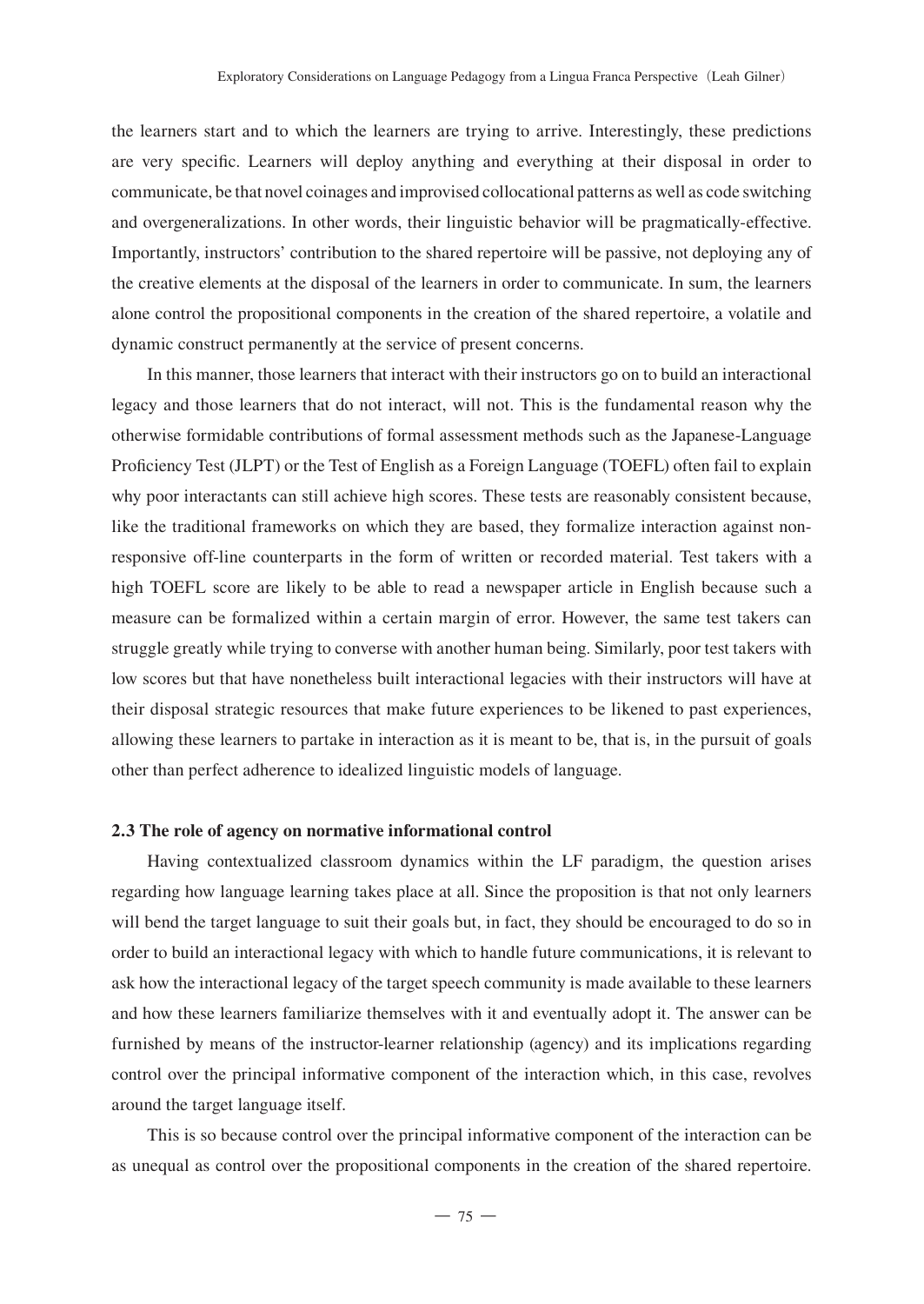the learners start and to which the learners are trying to arrive. Interestingly, these predictions are very specific. Learners will deploy anything and everything at their disposal in order to communicate, be that novel coinages and improvised collocational patterns as well as code switching and overgeneralizations. In other words, their linguistic behavior will be pragmatically-effective. Importantly, instructors' contribution to the shared repertoire will be passive, not deploying any of the creative elements at the disposal of the learners in order to communicate. In sum, the learners alone control the propositional components in the creation of the shared repertoire, a volatile and dynamic construct permanently at the service of present concerns.

In this manner, those learners that interact with their instructors go on to build an interactional legacy and those learners that do not interact, will not. This is the fundamental reason why the otherwise formidable contributions of formal assessment methods such as the Japanese-Language Proficiency Test (JLPT) or the Test of English as a Foreign Language (TOEFL) often fail to explain why poor interactants can still achieve high scores. These tests are reasonably consistent because, like the traditional frameworks on which they are based, they formalize interaction against non-responsive off-line counterparts in the form of written or recorded material. Test takers with a high TOEFL score are likely to be able to read a newspaper article in English because such a measure can be formalized within a certain margin of error. However, the same test takers can struggle greatly while trying to converse with another human being. Similarly, poor test takers with low scores but that have nonetheless built interactional legacies with their instructors will have at their disposal strategic resources that make future experiences to be likened to past experiences, allowing these learners to partake in interaction as it is meant to be, that is, in the pursuit of goals other than perfect adherence to idealized linguistic models of language.

### 2.3 The role of agency on normative informational control

Having contextualized classroom dynamics within the LF paradigm, the question arises regarding how language learning takes place at all. Since the proposition is that not only learners will bend the target language to suit their goals but, in fact, they should be encouraged to do so in order to build an interactional legacy with which to handle future communications, it is relevant to ask how the interactional legacy of the target speech community is made available to these learners and how these learners familiarize themselves with it and eventually adopt it. The answer can be furnished by means of the instructor-learner relationship (agency) and its implications regarding control over the principal informative component of the interaction which, in this case, revolves around the target language itself.

This is so because control over the principal informative component of the interaction can be as unequal as control over the propositional components in the creation of the shared repertoire.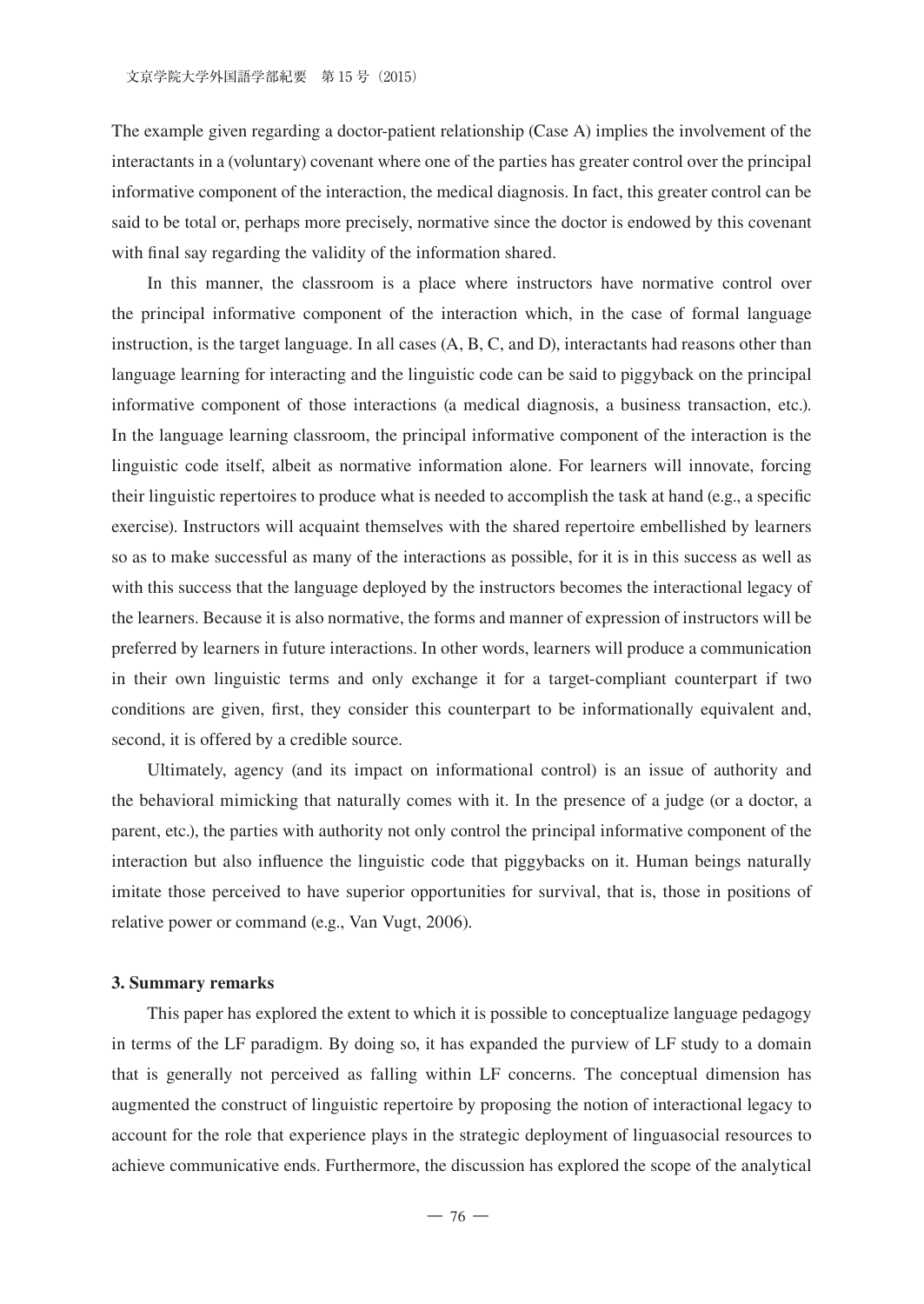The example given regarding a doctor-patient relationship (Case A) implies the involvement of the interactants in a (voluntary) covenant where one of the parties has greater control over the principal informative component of the interaction, the medical diagnosis. In fact, this greater control can be said to be total or, perhaps more precisely, normative since the doctor is endowed by this covenant with final say regarding the validity of the information shared.

In this manner, the classroom is a place where instructors have normative control over the principal informative component of the interaction which, in the case of formal language instruction, is the target language. In all cases (A, B, C, and D), interactants had reasons other than language learning for interacting and the linguistic code can be said to piggyback on the principal informative component of those interactions (a medical diagnosis, a business transaction, etc.). In the language learning classroom, the principal informative component of the interaction is the linguistic code itself, albeit as normative information alone. For learners will innovate, forcing their linguistic repertoires to produce what is needed to accomplish the task at hand (e.g., a specific exercise). Instructors will acquaint themselves with the shared repertoire embellished by learners so as to make successful as many of the interactions as possible, for it is in this success as well as with this success that the language deployed by the instructors becomes the interactional legacy of the learners. Because it is also normative, the forms and manner of expression of instructors will be preferred by learners in future interactions. In other words, learners will produce a communication in their own linguistic terms and only exchange it for a target-compliant counterpart if two conditions are given, first, they consider this counterpart to be informationally equivalent and, second, it is offered by a credible source.

Ultimately, agency (and its impact on informational control) is an issue of authority and the behavioral mimicking that naturally comes with it. In the presence of a judge (or a doctor, a parent, etc.), the parties with authority not only control the principal informative component of the interaction but also influence the linguistic code that piggybacks on it. Human beings naturally imitate those perceived to have superior opportunities for survival, that is, those in positions of relative power or command (e.g., Van Vugt, 2006).

### 3. Summary remarks

This paper has explored the extent to which it is possible to conceptualize language pedagogy in terms of the LF paradigm. By doing so, it has expanded the purview of LF study to a domain that is generally not perceived as falling within LF concerns. The conceptual dimension has augmented the construct of linguistic repertoire by proposing the notion of interactional legacy to account for the role that experience plays in the strategic deployment of linguasocial resources to achieve communicative ends. Furthermore, the discussion has explored the scope of the analytical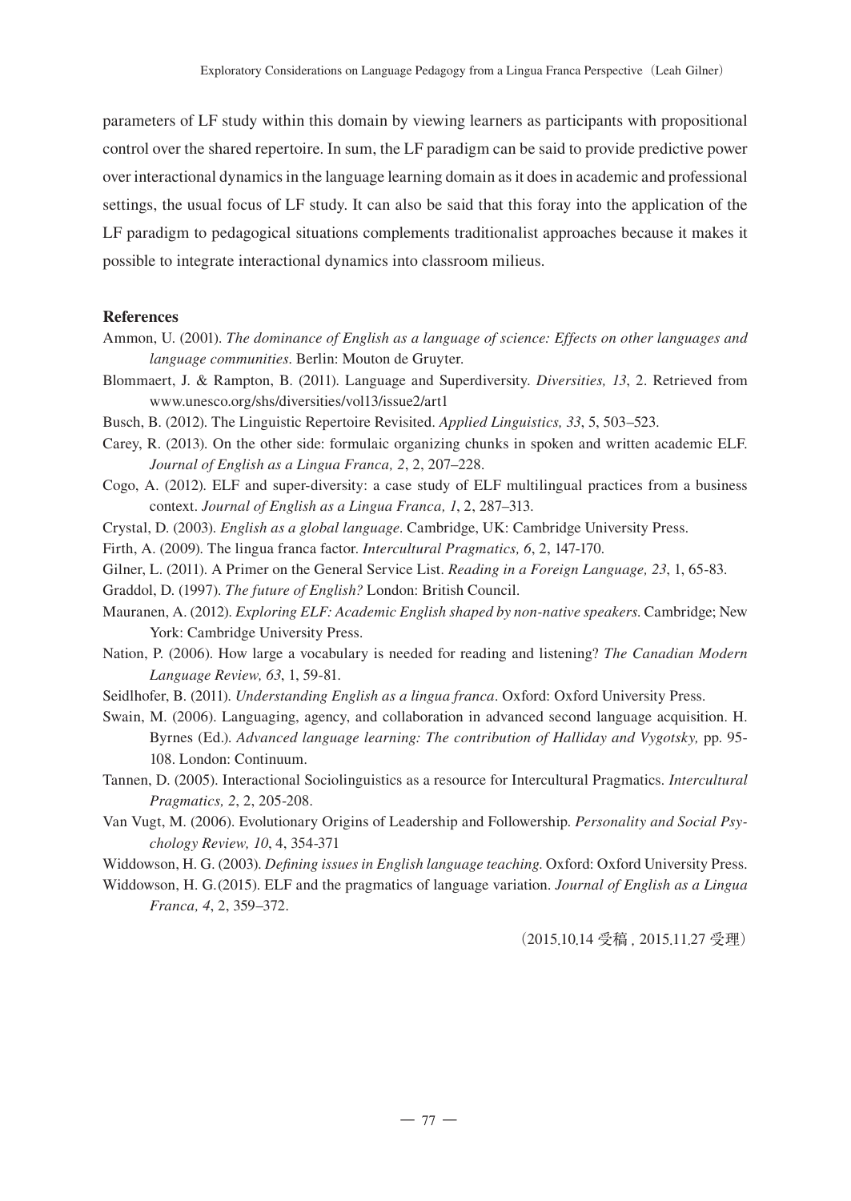parameters of LF study within this domain by viewing learners as participants with propositional control over the shared repertoire. In sum, the LF paradigm can be said to provide predictive power over interactional dynamics in the language learning domain as it does in academic and professional settings, the usual focus of LF study. It can also be said that this foray into the application of the LF paradigm to pedagogical situations complements traditionalist approaches because it makes it possible to integrate interactional dynamics into classroom milieus.

**References**

Ammon, U. (2001). *The dominance of English as a language of science: Effects on other languages and language communities*. Berlin: Mouton de Gruyter.

Blommaert, J. & Rampton, B. (2011). Language and Superdiversity. *Diversities, 13*, 2. Retrieved from www.unesco.org/shs/diversities/vol13/issue2/art1

Busch, B. (2012). The Linguistic Repertoire Revisited. *Applied Linguistics, 33*, 5, 503–523.

Carey, R. (2013). On the other side: formulaic organizing chunks in spoken and written academic ELF. *Journal of English as a Lingua Franca, 2*, 2, 207–228.

Cogo, A. (2012). ELF and super-diversity: a case study of ELF multilingual practices from a business context. *Journal of English as a Lingua Franca, 1*, 2, 287–313.

Crystal, D. (2003). *English as a global language*. Cambridge, UK: Cambridge University Press.

Firth, A. (2009). The lingua franca factor. *Intercultural Pragmatics, 6*, 2, 147-170.

Gilner, L. (2011). A Primer on the General Service List. *Reading in a Foreign Language, 23*, 1, 65-83.

Graddol, D. (1997). *The future of English?* London: British Council.

Mauranen, A. (2012). *Exploring ELF: Academic English shaped by non-native speakers.* Cambridge; New York: Cambridge University Press.

Nation, P. (2006). How large a vocabulary is needed for reading and listening? *The Canadian Modern Language Review, 63*, 1, 59-81.

Seidlhofer, B. (2011). *Understanding English as a lingua franca*. Oxford: Oxford University Press.

Swain, M. (2006). Languaging, agency, and collaboration in advanced second language acquisition. H. Byrnes (Ed.). *Advanced language learning: The contribution of Halliday and Vygotsky,* pp. 95-108. London: Continuum.

Tannen, D. (2005). Interactional Sociolinguistics as a resource for Intercultural Pragmatics. *Intercultural Pragmatics, 2*, 2, 205-208.

Van Vugt, M. (2006). Evolutionary Origins of Leadership and Followership. *Personality and Social Psychology Review, 10*, 4, 354-371

Widdowson, H. G. (2003). *Defining issues in English language teaching.* Oxford: Oxford University Press.

Widdowson, H. G.(2015). ELF and the pragmatics of language variation. *Journal of English as a Lingua Franca, 4*, 2, 359–372.

（2015.10.14 受稿 , 2015.11.27 受理）